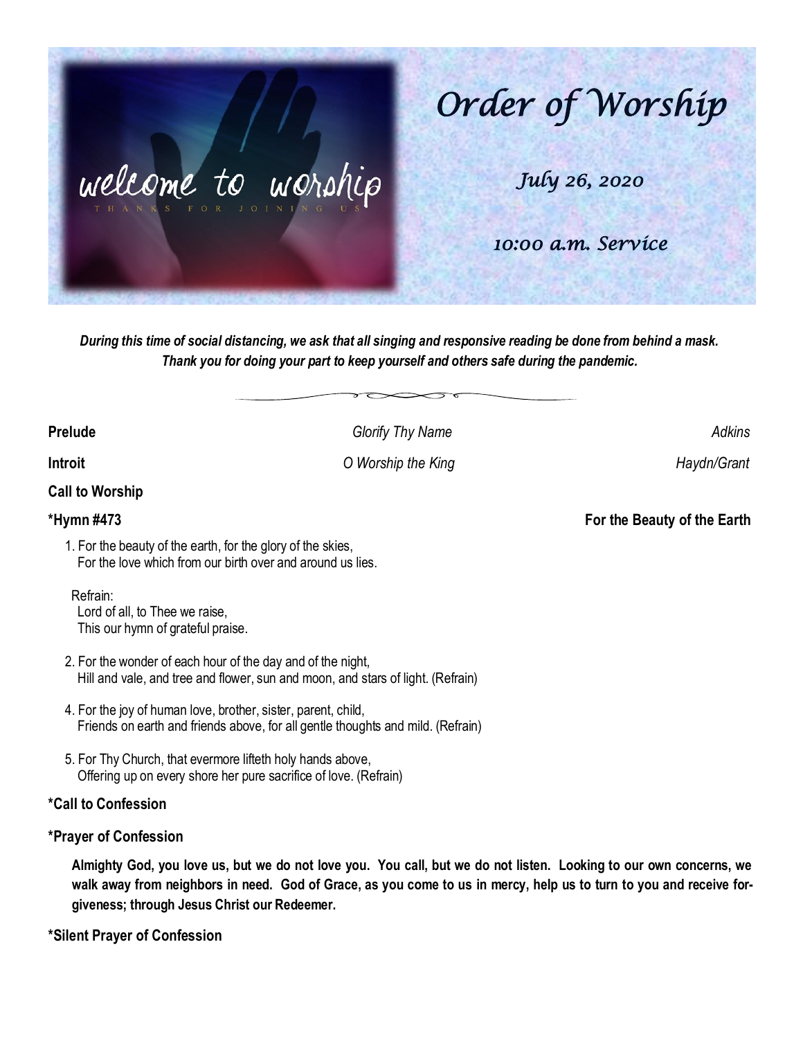welcome to worship

THANKS FOR JOINING US

# Order of Worship

*July 26, 2020*

*10:00 a.m. Service*

***During this time of social distancing, we ask that all singing and responsive reading be done from behind a mask. Thank you for doing your part to keep yourself and others safe during the pandemic.***

**Prelude** *Glorify Thy Name* *Adkins*

**Introit** *O Worship the King* *Haydn/Grant*

**Call to Worship**

**\*Hymn #473** **For the Beauty of the Earth**

1. For the beauty of the earth, for the glory of the skies,
   For the love which from our birth over and around us lies.

   Refrain:
   Lord of all, to Thee we raise,
   This our hymn of grateful praise.

2. For the wonder of each hour of the day and of the night,
   Hill and vale, and tree and flower, sun and moon, and stars of light. (Refrain)

4. For the joy of human love, brother, sister, parent, child,
   Friends on earth and friends above, for all gentle thoughts and mild. (Refrain)

5. For Thy Church, that evermore lifteth holy hands above,
   Offering up on every shore her pure sacrifice of love. (Refrain)

**\*Call to Confession**

**\*Prayer of Confession**

**Almighty God, you love us, but we do not love you. You call, but we do not listen. Looking to our own concerns, we walk away from neighbors in need. God of Grace, as you come to us in mercy, help us to turn to you and receive forgiveness; through Jesus Christ our Redeemer.**

**\*Silent Prayer of Confession**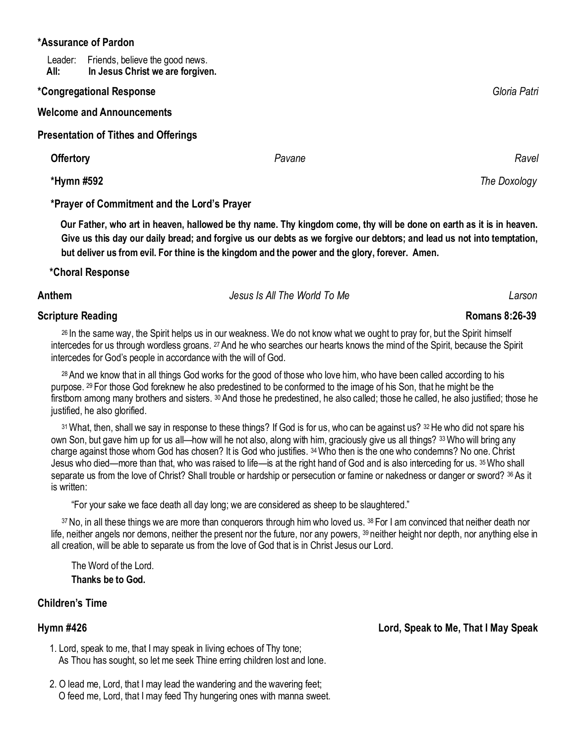**\*Assurance of Pardon**

Leader: Friends, believe the good news.
**All: In Jesus Christ we are forgiven.**

**\*Congregational Response** *Gloria Patri*

**Welcome and Announcements**

**Presentation of Tithes and Offerings**

**Offertory** *Pavane* *Ravel*

**\*Hymn #592** *The Doxology*

**\*Prayer of Commitment and the Lord's Prayer**

**Our Father, who art in heaven, hallowed be thy name. Thy kingdom come, thy will be done on earth as it is in heaven. Give us this day our daily bread; and forgive us our debts as we forgive our debtors; and lead us not into temptation, but deliver us from evil. For thine is the kingdom and the power and the glory, forever. Amen.**

**\*Choral Response**

**Anthem** *Jesus Is All The World To Me* *Larson*

**Scripture Reading** **Romans 8:26-39**

26 In the same way, the Spirit helps us in our weakness. We do not know what we ought to pray for, but the Spirit himself intercedes for us through wordless groans. 27 And he who searches our hearts knows the mind of the Spirit, because the Spirit intercedes for God's people in accordance with the will of God.

28 And we know that in all things God works for the good of those who love him, who have been called according to his purpose. 29 For those God foreknew he also predestined to be conformed to the image of his Son, that he might be the firstborn among many brothers and sisters. 30 And those he predestined, he also called; those he called, he also justified; those he justified, he also glorified.

31 What, then, shall we say in response to these things? If God is for us, who can be against us? 32 He who did not spare his own Son, but gave him up for us all—how will he not also, along with him, graciously give us all things? 33 Who will bring any charge against those whom God has chosen? It is God who justifies. 34 Who then is the one who condemns? No one. Christ Jesus who died—more than that, who was raised to life—is at the right hand of God and is also interceding for us. 35 Who shall separate us from the love of Christ? Shall trouble or hardship or persecution or famine or nakedness or danger or sword? 36 As it is written:

"For your sake we face death all day long; we are considered as sheep to be slaughtered."

37 No, in all these things we are more than conquerors through him who loved us. 38 For I am convinced that neither death nor life, neither angels nor demons, neither the present nor the future, nor any powers, 39 neither height nor depth, nor anything else in all creation, will be able to separate us from the love of God that is in Christ Jesus our Lord.

The Word of the Lord.
**Thanks be to God.**

**Children's Time**

**Hymn #426** **Lord, Speak to Me, That I May Speak**

1. Lord, speak to me, that I may speak in living echoes of Thy tone;
   As Thou has sought, so let me seek Thine erring children lost and lone.

2. O lead me, Lord, that I may lead the wandering and the wavering feet;
   O feed me, Lord, that I may feed Thy hungering ones with manna sweet.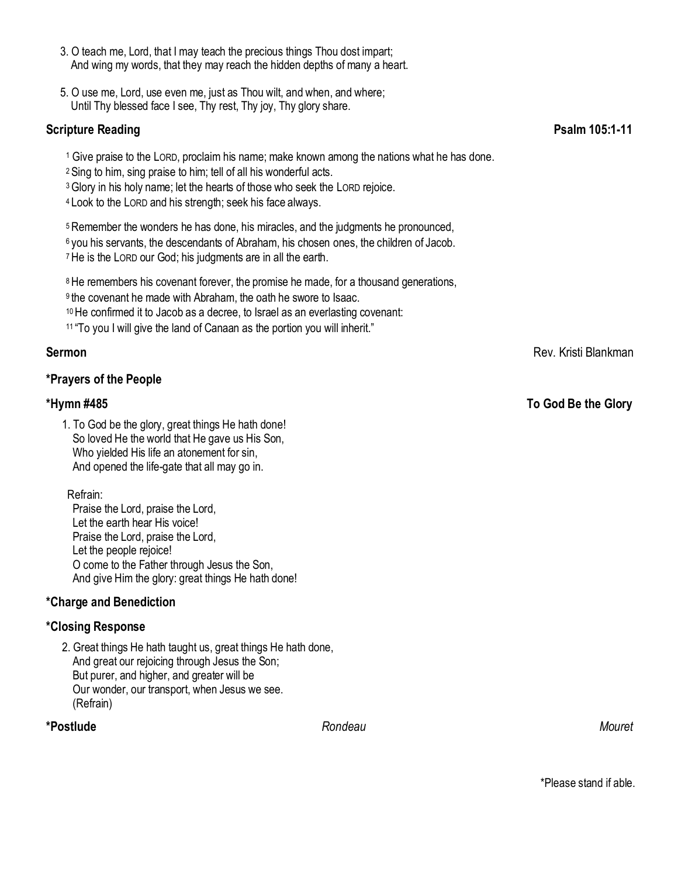3. O teach me, Lord, that I may teach the precious things Thou dost impart;
   And wing my words, that they may reach the hidden depths of many a heart.

5. O use me, Lord, use even me, just as Thou wilt, and when, and where;
   Until Thy blessed face I see, Thy rest, Thy joy, Thy glory share.

**Scripture Reading** **Psalm 105:1-11**

[1] Give praise to the LORD, proclaim his name; make known among the nations what he has done.
[2] Sing to him, sing praise to him; tell of all his wonderful acts.
[3] Glory in his holy name; let the hearts of those who seek the LORD rejoice.
[4] Look to the LORD and his strength; seek his face always.

[5] Remember the wonders he has done, his miracles, and the judgments he pronounced,
[6] you his servants, the descendants of Abraham, his chosen ones, the children of Jacob.
[7] He is the LORD our God; his judgments are in all the earth.

[8] He remembers his covenant forever, the promise he made, for a thousand generations,
[9] the covenant he made with Abraham, the oath he swore to Isaac.
[10] He confirmed it to Jacob as a decree, to Israel as an everlasting covenant:
[11] "To you I will give the land of Canaan as the portion you will inherit."

**Sermon** Rev. Kristi Blankman

**\*Prayers of the People**

**\*Hymn #485** **To God Be the Glory**

1. To God be the glory, great things He hath done!
   So loved He the world that He gave us His Son,
   Who yielded His life an atonement for sin,
   And opened the life-gate that all may go in.

Refrain:
Praise the Lord, praise the Lord,
Let the earth hear His voice!
Praise the Lord, praise the Lord,
Let the people rejoice!
O come to the Father through Jesus the Son,
And give Him the glory: great things He hath done!

**\*Charge and Benediction**

**\*Closing Response**

2. Great things He hath taught us, great things He hath done,
   And great our rejoicing through Jesus the Son;
   But purer, and higher, and greater will be
   Our wonder, our transport, when Jesus we see.
   (Refrain)

**\*Postlude** *Rondeau* *Mouret*

\*Please stand if able.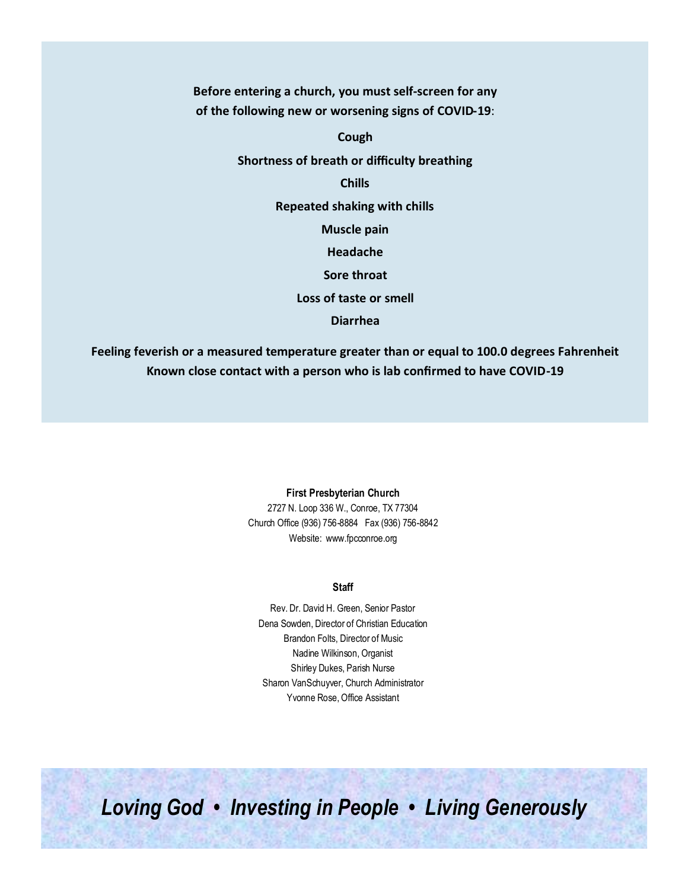**Before entering a church, you must self-screen for any of the following new or worsening signs of COVID-19:**

**Cough**

**Shortness of breath or difficulty breathing**

**Chills**

**Repeated shaking with chills**

**Muscle pain**

**Headache**

**Sore throat**

**Loss of taste or smell**

**Diarrhea**

**Feeling feverish or a measured temperature greater than or equal to 100.0 degrees Fahrenheit**
**Known close contact with a person who is lab confirmed to have COVID-19**

**First Presbyterian Church**
2727 N. Loop 336 W., Conroe, TX 77304
Church Office (936) 756-8884 Fax (936) 756-8842
Website: www.fpcconroe.org

**Staff**

Rev. Dr. David H. Green, Senior Pastor
Dena Sowden, Director of Christian Education
Brandon Folts, Director of Music
Nadine Wilkinson, Organist
Shirley Dukes, Parish Nurse
Sharon VanSchuyver, Church Administrator
Yvonne Rose, Office Assistant

***Loving God • Investing in People • Living Generously***